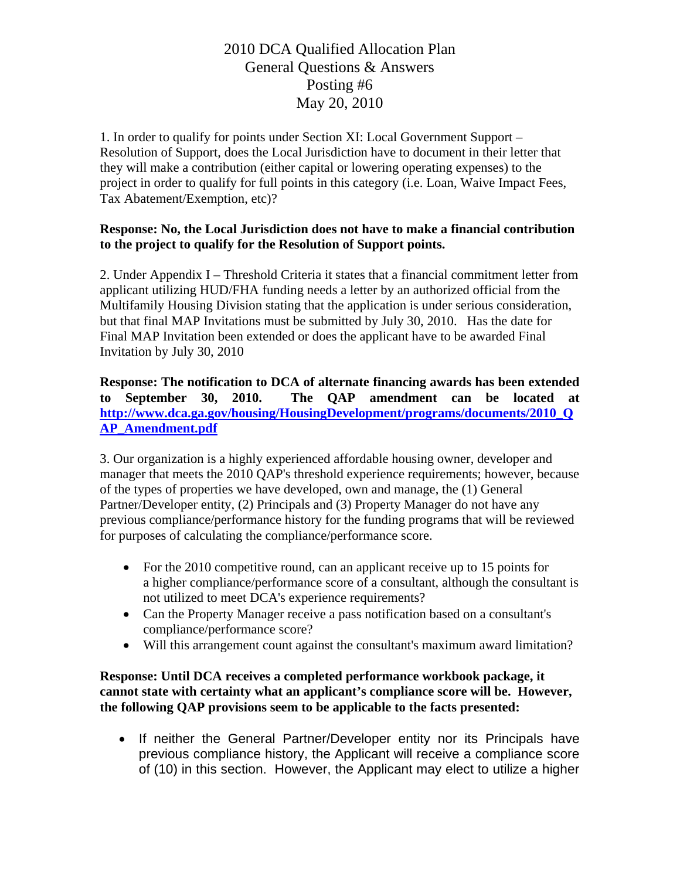# 2010 DCA Qualified Allocation Plan
## General Questions & Answers
## Posting #6
## May 20, 2010

1. In order to qualify for points under Section XI: Local Government Support – Resolution of Support, does the Local Jurisdiction have to document in their letter that they will make a contribution (either capital or lowering operating expenses) to the project in order to qualify for full points in this category (i.e. Loan, Waive Impact Fees, Tax Abatement/Exemption, etc)?

**Response: No, the Local Jurisdiction does not have to make a financial contribution to the project to qualify for the Resolution of Support points.**

2. Under Appendix I – Threshold Criteria it states that a financial commitment letter from applicant utilizing HUD/FHA funding needs a letter by an authorized official from the Multifamily Housing Division stating that the application is under serious consideration, but that final MAP Invitations must be submitted by July 30, 2010. Has the date for Final MAP Invitation been extended or does the applicant have to be awarded Final Invitation by July 30, 2010

**Response: The notification to DCA of alternate financing awards has been extended to September 30, 2010. The QAP amendment can be located at [http://www.dca.ga.gov/housing/HousingDevelopment/programs/documents/2010_QAP_Amendment.pdf](http://www.dca.ga.gov/housing/HousingDevelopment/programs/documents/2010_QAP_Amendment.pdf)**

3. Our organization is a highly experienced affordable housing owner, developer and manager that meets the 2010 QAP's threshold experience requirements; however, because of the types of properties we have developed, own and manage, the (1) General Partner/Developer entity, (2) Principals and (3) Property Manager do not have any previous compliance/performance history for the funding programs that will be reviewed for purposes of calculating the compliance/performance score.

- For the 2010 competitive round, can an applicant receive up to 15 points for a higher compliance/performance score of a consultant, although the consultant is not utilized to meet DCA's experience requirements?
- Can the Property Manager receive a pass notification based on a consultant's compliance/performance score?
- Will this arrangement count against the consultant's maximum award limitation?

**Response: Until DCA receives a completed performance workbook package, it cannot state with certainty what an applicant's compliance score will be. However, the following QAP provisions seem to be applicable to the facts presented:**

- If neither the General Partner/Developer entity nor its Principals have previous compliance history, the Applicant will receive a compliance score of (10) in this section. However, the Applicant may elect to utilize a higher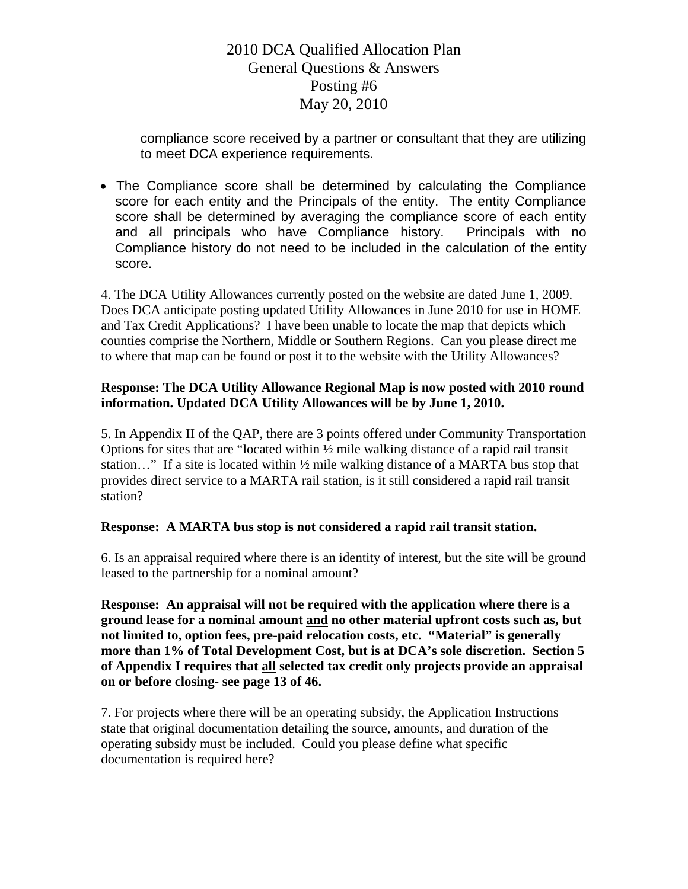compliance score received by a partner or consultant that they are utilizing to meet DCA experience requirements.

- The Compliance score shall be determined by calculating the Compliance score for each entity and the Principals of the entity. The entity Compliance score shall be determined by averaging the compliance score of each entity and all principals who have Compliance history. Principals with no Compliance history do not need to be included in the calculation of the entity score.

4. The DCA Utility Allowances currently posted on the website are dated June 1, 2009. Does DCA anticipate posting updated Utility Allowances in June 2010 for use in HOME and Tax Credit Applications? I have been unable to locate the map that depicts which counties comprise the Northern, Middle or Southern Regions. Can you please direct me to where that map can be found or post it to the website with the Utility Allowances?

**Response: The DCA Utility Allowance Regional Map is now posted with 2010 round information. Updated DCA Utility Allowances will be by June 1, 2010.**

5. In Appendix II of the QAP, there are 3 points offered under Community Transportation Options for sites that are "located within ½ mile walking distance of a rapid rail transit station…" If a site is located within ½ mile walking distance of a MARTA bus stop that provides direct service to a MARTA rail station, is it still considered a rapid rail transit station?

**Response: A MARTA bus stop is not considered a rapid rail transit station.**

6. Is an appraisal required where there is an identity of interest, but the site will be ground leased to the partnership for a nominal amount?

**Response: An appraisal will not be required with the application where there is a ground lease for a nominal amount <u>and</u> no other material upfront costs such as, but not limited to, option fees, pre-paid relocation costs, etc. "Material" is generally more than 1% of Total Development Cost, but is at DCA's sole discretion. Section 5 of Appendix I requires that <u>all</u> selected tax credit only projects provide an appraisal on or before closing- see page 13 of 46.**

7. For projects where there will be an operating subsidy, the Application Instructions state that original documentation detailing the source, amounts, and duration of the operating subsidy must be included. Could you please define what specific documentation is required here?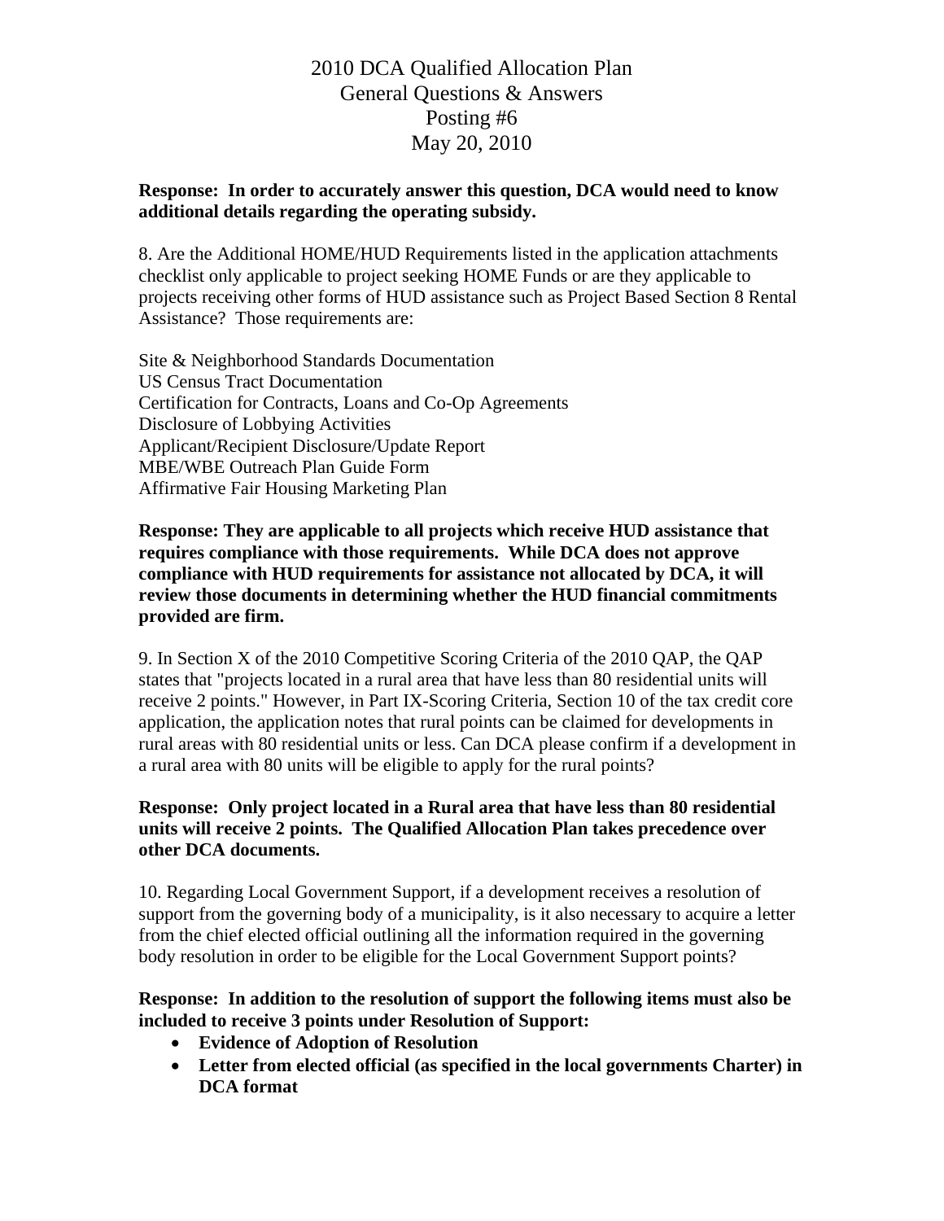# 2010 DCA Qualified Allocation Plan
## General Questions & Answers
## Posting #6
## May 20, 2010

**Response: In order to accurately answer this question, DCA would need to know additional details regarding the operating subsidy.**

8. Are the Additional HOME/HUD Requirements listed in the application attachments checklist only applicable to project seeking HOME Funds or are they applicable to projects receiving other forms of HUD assistance such as Project Based Section 8 Rental Assistance? Those requirements are:

Site & Neighborhood Standards Documentation
US Census Tract Documentation
Certification for Contracts, Loans and Co-Op Agreements
Disclosure of Lobbying Activities
Applicant/Recipient Disclosure/Update Report
MBE/WBE Outreach Plan Guide Form
Affirmative Fair Housing Marketing Plan

**Response: They are applicable to all projects which receive HUD assistance that requires compliance with those requirements. While DCA does not approve compliance with HUD requirements for assistance not allocated by DCA, it will review those documents in determining whether the HUD financial commitments provided are firm.**

9. In Section X of the 2010 Competitive Scoring Criteria of the 2010 QAP, the QAP states that "projects located in a rural area that have less than 80 residential units will receive 2 points." However, in Part IX-Scoring Criteria, Section 10 of the tax credit core application, the application notes that rural points can be claimed for developments in rural areas with 80 residential units or less. Can DCA please confirm if a development in a rural area with 80 units will be eligible to apply for the rural points?

**Response: Only project located in a Rural area that have less than 80 residential units will receive 2 points. The Qualified Allocation Plan takes precedence over other DCA documents.**

10. Regarding Local Government Support, if a development receives a resolution of support from the governing body of a municipality, is it also necessary to acquire a letter from the chief elected official outlining all the information required in the governing body resolution in order to be eligible for the Local Government Support points?

**Response: In addition to the resolution of support the following items must also be included to receive 3 points under Resolution of Support:**

- **Evidence of Adoption of Resolution**
- **Letter from elected official (as specified in the local governments Charter) in DCA format**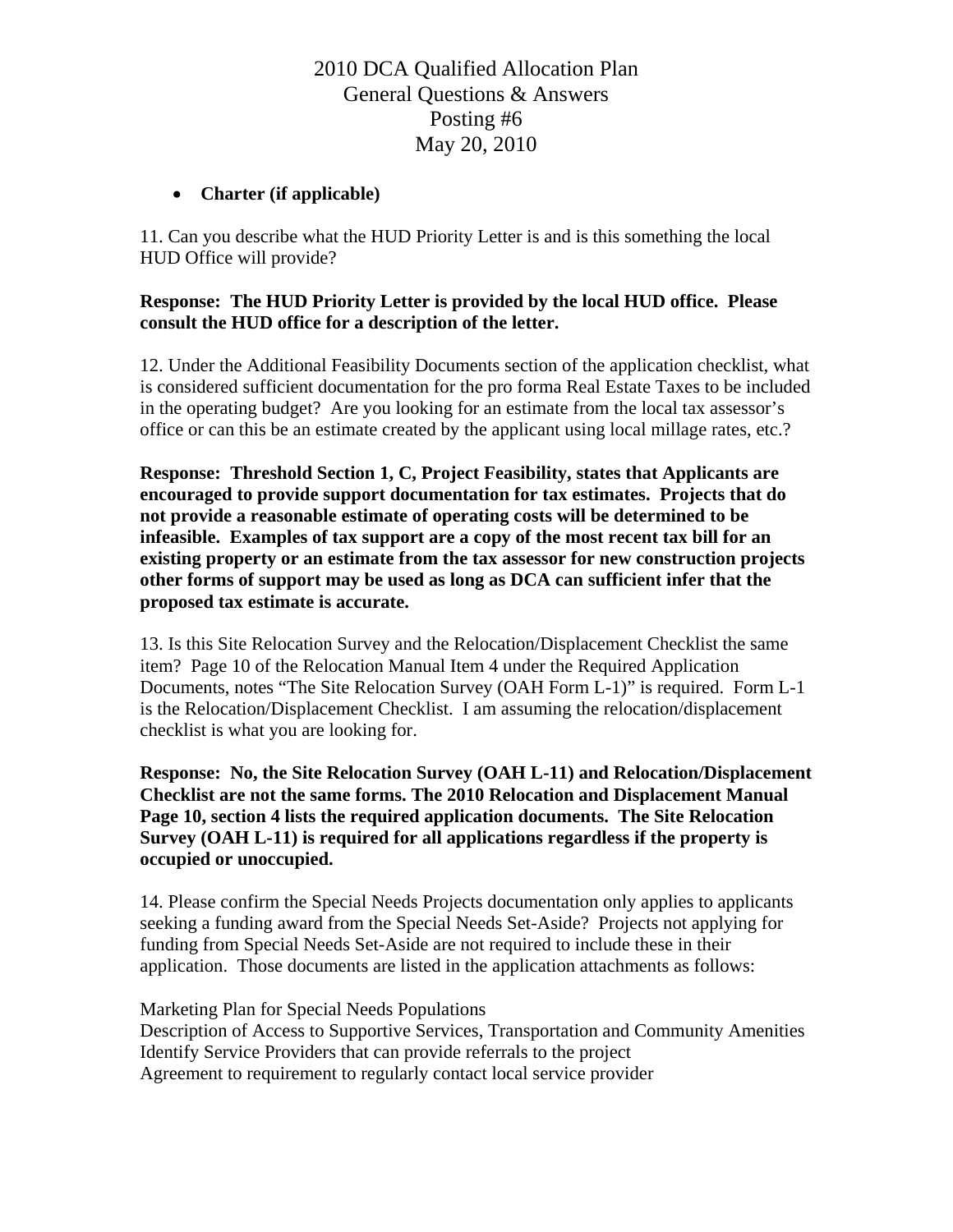# 2010 DCA Qualified Allocation Plan
## General Questions & Answers
## Posting #6
## May 20, 2010

- **Charter (if applicable)**

11. Can you describe what the HUD Priority Letter is and is this something the local HUD Office will provide?

**Response: The HUD Priority Letter is provided by the local HUD office. Please consult the HUD office for a description of the letter.**

12. Under the Additional Feasibility Documents section of the application checklist, what is considered sufficient documentation for the pro forma Real Estate Taxes to be included in the operating budget? Are you looking for an estimate from the local tax assessor's office or can this be an estimate created by the applicant using local millage rates, etc.?

**Response: Threshold Section 1, C, Project Feasibility, states that Applicants are encouraged to provide support documentation for tax estimates. Projects that do not provide a reasonable estimate of operating costs will be determined to be infeasible. Examples of tax support are a copy of the most recent tax bill for an existing property or an estimate from the tax assessor for new construction projects other forms of support may be used as long as DCA can sufficient infer that the proposed tax estimate is accurate.**

13. Is this Site Relocation Survey and the Relocation/Displacement Checklist the same item? Page 10 of the Relocation Manual Item 4 under the Required Application Documents, notes "The Site Relocation Survey (OAH Form L-1)" is required. Form L-1 is the Relocation/Displacement Checklist. I am assuming the relocation/displacement checklist is what you are looking for.

**Response: No, the Site Relocation Survey (OAH L-11) and Relocation/Displacement Checklist are not the same forms. The 2010 Relocation and Displacement Manual Page 10, section 4 lists the required application documents. The Site Relocation Survey (OAH L-11) is required for all applications regardless if the property is occupied or unoccupied.**

14. Please confirm the Special Needs Projects documentation only applies to applicants seeking a funding award from the Special Needs Set-Aside? Projects not applying for funding from Special Needs Set-Aside are not required to include these in their application. Those documents are listed in the application attachments as follows:

Marketing Plan for Special Needs Populations
Description of Access to Supportive Services, Transportation and Community Amenities
Identify Service Providers that can provide referrals to the project
Agreement to requirement to regularly contact local service provider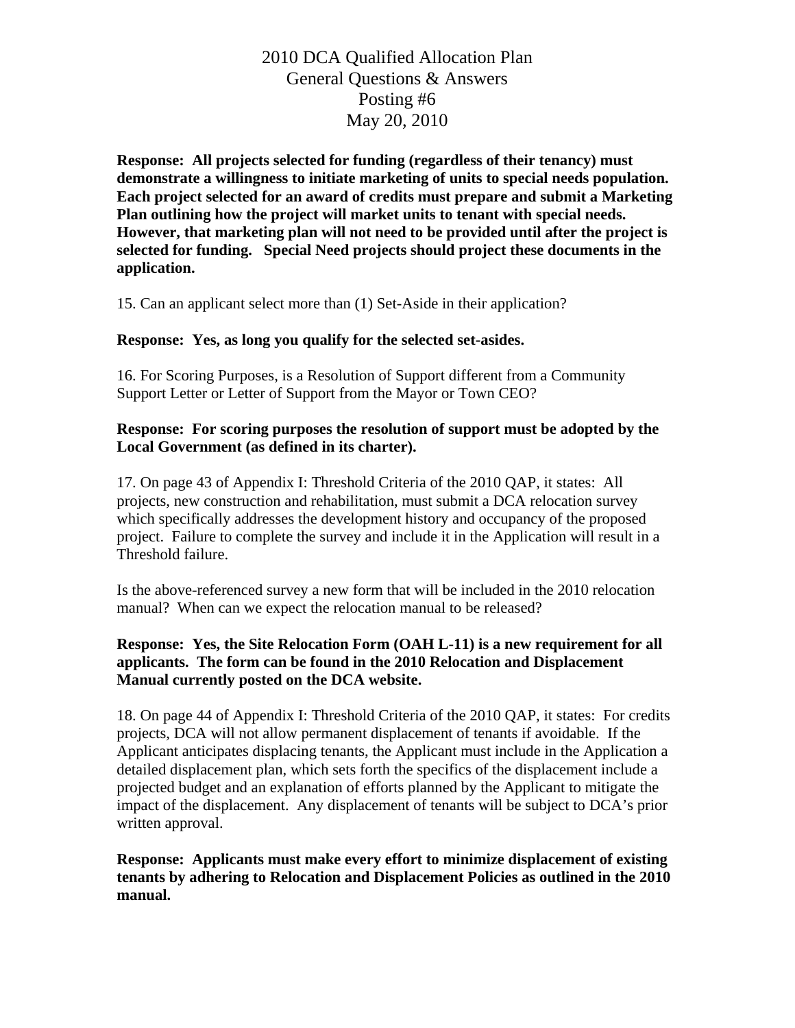2010 DCA Qualified Allocation Plan
General Questions & Answers
Posting #6
May 20, 2010

**Response: All projects selected for funding (regardless of their tenancy) must demonstrate a willingness to initiate marketing of units to special needs population. Each project selected for an award of credits must prepare and submit a Marketing Plan outlining how the project will market units to tenant with special needs. However, that marketing plan will not need to be provided until after the project is selected for funding. Special Need projects should project these documents in the application.**

15. Can an applicant select more than (1) Set-Aside in their application?

**Response: Yes, as long you qualify for the selected set-asides.**

16. For Scoring Purposes, is a Resolution of Support different from a Community Support Letter or Letter of Support from the Mayor or Town CEO?

**Response: For scoring purposes the resolution of support must be adopted by the Local Government (as defined in its charter).**

17. On page 43 of Appendix I: Threshold Criteria of the 2010 QAP, it states: All projects, new construction and rehabilitation, must submit a DCA relocation survey which specifically addresses the development history and occupancy of the proposed project. Failure to complete the survey and include it in the Application will result in a Threshold failure.

Is the above-referenced survey a new form that will be included in the 2010 relocation manual? When can we expect the relocation manual to be released?

**Response: Yes, the Site Relocation Form (OAH L-11) is a new requirement for all applicants. The form can be found in the 2010 Relocation and Displacement Manual currently posted on the DCA website.**

18. On page 44 of Appendix I: Threshold Criteria of the 2010 QAP, it states: For credits projects, DCA will not allow permanent displacement of tenants if avoidable. If the Applicant anticipates displacing tenants, the Applicant must include in the Application a detailed displacement plan, which sets forth the specifics of the displacement include a projected budget and an explanation of efforts planned by the Applicant to mitigate the impact of the displacement. Any displacement of tenants will be subject to DCA's prior written approval.

**Response: Applicants must make every effort to minimize displacement of existing tenants by adhering to Relocation and Displacement Policies as outlined in the 2010 manual.**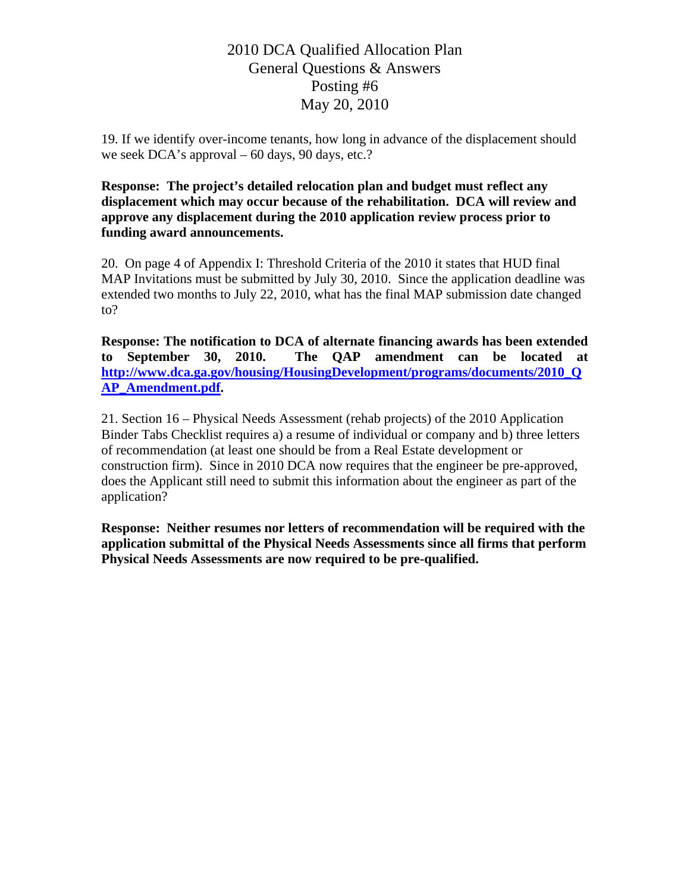# 2010 DCA Qualified Allocation Plan
## General Questions & Answers
## Posting #6
## May 20, 2010

19. If we identify over-income tenants, how long in advance of the displacement should we seek DCA's approval – 60 days, 90 days, etc.?

**Response: The project's detailed relocation plan and budget must reflect any displacement which may occur because of the rehabilitation. DCA will review and approve any displacement during the 2010 application review process prior to funding award announcements.**

20. On page 4 of Appendix I: Threshold Criteria of the 2010 it states that HUD final MAP Invitations must be submitted by July 30, 2010. Since the application deadline was extended two months to July 22, 2010, what has the final MAP submission date changed to?

**Response: The notification to DCA of alternate financing awards has been extended to September 30, 2010. The QAP amendment can be located at http://www.dca.ga.gov/housing/HousingDevelopment/programs/documents/2010_QAP_Amendment.pdf.**

21. Section 16 – Physical Needs Assessment (rehab projects) of the 2010 Application Binder Tabs Checklist requires a) a resume of individual or company and b) three letters of recommendation (at least one should be from a Real Estate development or construction firm). Since in 2010 DCA now requires that the engineer be pre-approved, does the Applicant still need to submit this information about the engineer as part of the application?

**Response: Neither resumes nor letters of recommendation will be required with the application submittal of the Physical Needs Assessments since all firms that perform Physical Needs Assessments are now required to be pre-qualified.**